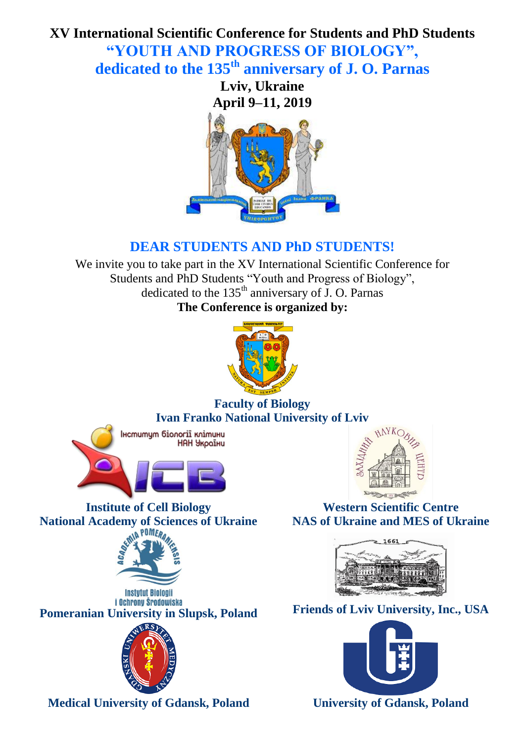# XV International Scientific Conference for Students and PhD Students

## "YOUTH AND PROGRESS OF BIOLOGY", dedicated to the 135th anniversary of J. O. Parnas

**Lviv, Ukraine**

**April 9–11, 2019**

## DEAR STUDENTS AND PhD STUDENTS!

We invite you to take part in the XV International Scientific Conference for Students and PhD Students "Youth and Progress of Biology", dedicated to the 135th anniversary of J. O. Parnas

**The Conference is organized by:**

**Faculty of Biology**
**Ivan Franko National University of Lviv**

**Institute of Cell Biology**
**National Academy of Sciences of Ukraine**

**Western Scientific Centre**
**NAS of Ukraine and MES of Ukraine**

**Pomeranian University in Slupsk, Poland**

**Friends of Lviv University, Inc., USA**

**Medical University of Gdansk, Poland**

**University of Gdansk, Poland**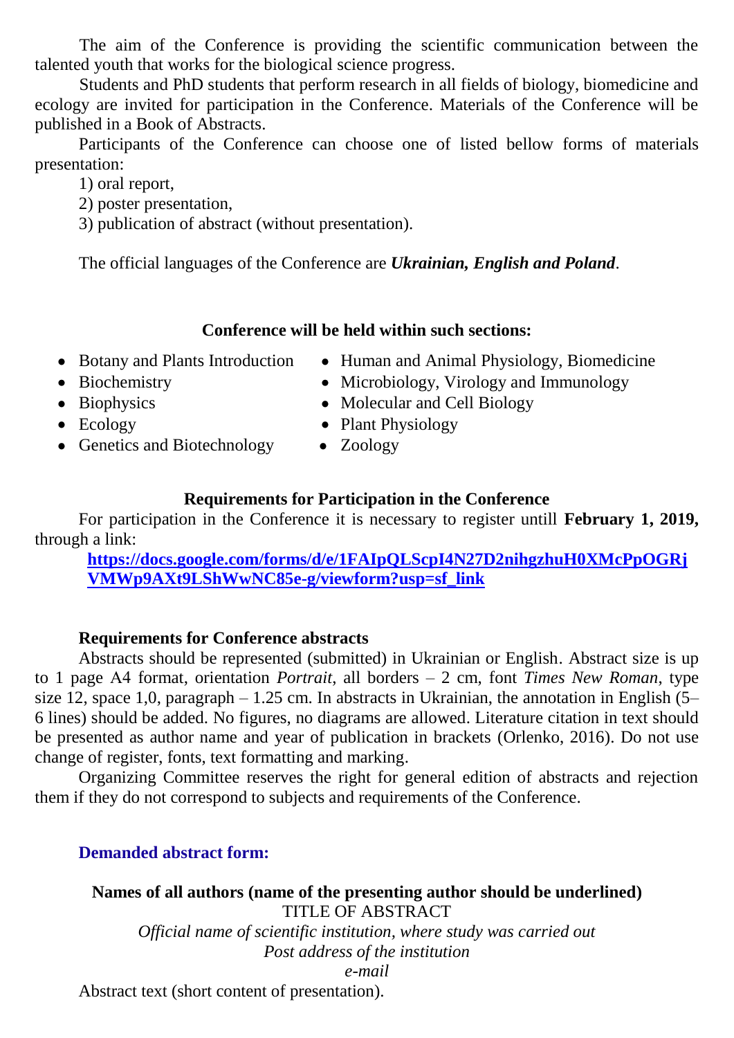The aim of the Conference is providing the scientific communication between the talented youth that works for the biological science progress.

Students and PhD students that perform research in all fields of biology, biomedicine and ecology are invited for participation in the Conference. Materials of the Conference will be published in a Book of Abstracts.

Participants of the Conference can choose one of listed bellow forms of materials presentation:

1) oral report,
2) poster presentation,
3) publication of abstract (without presentation).

The official languages of the Conference are ***Ukrainian, English and Poland***.

**Conference will be held within such sections:**

- Botany and Plants Introduction
- Biochemistry
- Biophysics
- Ecology
- Genetics and Biotechnology
- Human and Animal Physiology, Biomedicine
- Microbiology, Virology and Immunology
- Molecular and Cell Biology
- Plant Physiology
- Zoology

**Requirements for Participation in the Conference**

For participation in the Conference it is necessary to register untill **February 1, 2019,** through a link:

**https://docs.google.com/forms/d/e/1FAIpQLScpI4N27D2nihgzhuH0XMcPpOGRjVMWp9AXt9LShWwNC85e-g/viewform?usp=sf_link**

**Requirements for Conference abstracts**

Abstracts should be represented (submitted) in Ukrainian or English. Abstract size is up to 1 page A4 format, orientation *Portrait*, all borders – 2 cm, font *Times New Roman*, type size 12, space 1,0, paragraph – 1.25 cm. In abstracts in Ukrainian, the annotation in English (5–6 lines) should be added. No figures, no diagrams are allowed. Literature citation in text should be presented as author name and year of publication in brackets (Orlenko, 2016). Do not use change of register, fonts, text formatting and marking.

Organizing Committee reserves the right for general edition of abstracts and rejection them if they do not correspond to subjects and requirements of the Conference.

**Demanded abstract form:**

**Names of all authors (name of the presenting author should be underlined)**

TITLE OF ABSTRACT

*Official name of scientific institution, where study was carried out*

*Post address of the institution*

*e-mail*

Abstract text (short content of presentation).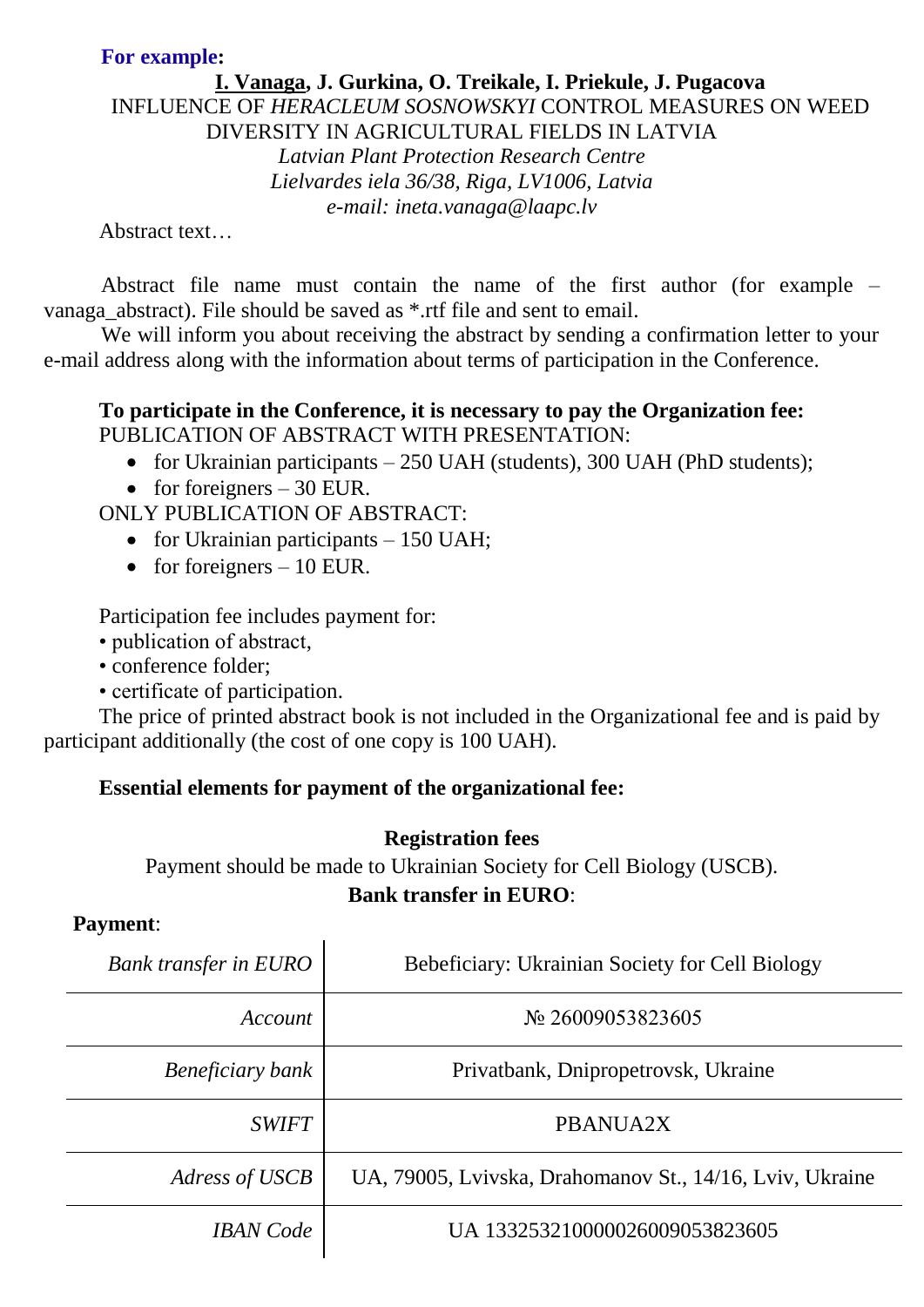**For example:**

**<u>I. Vanaga</u>, J. Gurkina, O. Treikale, I. Priekule, J. Pugacova**

INFLUENCE OF *HERACLEUM SOSNOWSKYI* CONTROL MEASURES ON WEED DIVERSITY IN AGRICULTURAL FIELDS IN LATVIA

*Latvian Plant Protection Research Centre*

*Lielvardes iela 36/38, Riga, LV1006, Latvia*

*e-mail: ineta.vanaga@laapc.lv*

Abstract text…

Abstract file name must contain the name of the first author (for example – vanaga_abstract). File should be saved as *.rtf file and sent to email.

We will inform you about receiving the abstract by sending a confirmation letter to your e-mail address along with the information about terms of participation in the Conference.

**To participate in the Conference, it is necessary to pay the Organization fee:**

PUBLICATION OF ABSTRACT WITH PRESENTATION:

- for Ukrainian participants – 250 UAH (students), 300 UAH (PhD students);
- for foreigners – 30 EUR.

ONLY PUBLICATION OF ABSTRACT:

- for Ukrainian participants – 150 UAH;
- for foreigners – 10 EUR.

Participation fee includes payment for:

- publication of abstract,
- conference folder;
- certificate of participation.

The price of printed abstract book is not included in the Organizational fee and is paid by participant additionally (the cost of one copy is 100 UAH).

**Essential elements for payment of the organizational fee:**

**Registration fees**

Payment should be made to Ukrainian Society for Cell Biology (USCB).

**Bank transfer in EURO**:

**Payment**:

| *Bank transfer in EURO* | Bebeficiary: Ukrainian Society for Cell Biology |
|---|---|
| *Account* | № 26009053823605 |
| *Beneficiary bank* | Privatbank, Dnipropetrovsk, Ukraine |
| *SWIFT* | PBANUA2X |
| *Adress of USCB* | UA, 79005, Lvivska, Drahomanov St., 14/16, Lviv, Ukraine |
| *IBAN Code* | UA 133253210000026009053823605 |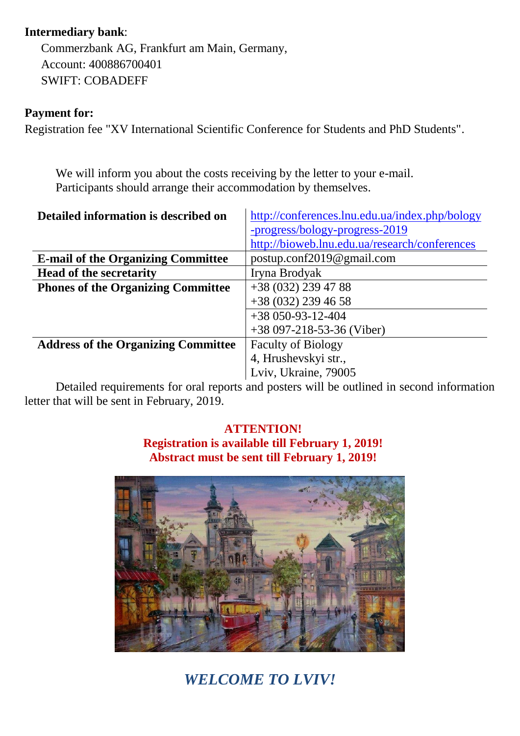**Intermediary bank**:

Commerzbank AG, Frankfurt am Main, Germany,
Account: 400886700401
SWIFT: COBADEFF

**Payment for:**

Registration fee "XV International Scientific Conference for Students and PhD Students".

We will inform you about the costs receiving by the letter to your e-mail.
Participants should arrange their accommodation by themselves.

| | |
|---|---|
| **Detailed information is described on** | http://conferences.lnu.edu.ua/index.php/bology-progress/bology-progress-2019 http://bioweb.lnu.edu.ua/research/conferences |
| **E-mail of the Organizing Committee** | postup.conf2019@gmail.com |
| **Head of the secretarity** | Iryna Brodyak |
| **Phones of the Organizing Committee** | +38 (032) 239 47 88 +38 (032) 239 46 58 |
| | +38 050-93-12-404 +38 097-218-53-36 (Viber) |
| **Address of the Organizing Committee** | Faculty of Biology 4, Hrushevskyi str., Lviv, Ukraine, 79005 |

Detailed requirements for oral reports and posters will be outlined in second information letter that will be sent in February, 2019.

**ATTENTION!**
**Registration is available till February 1, 2019!**
**Abstract must be sent till February 1, 2019!**

***WELCOME TO LVIV!***